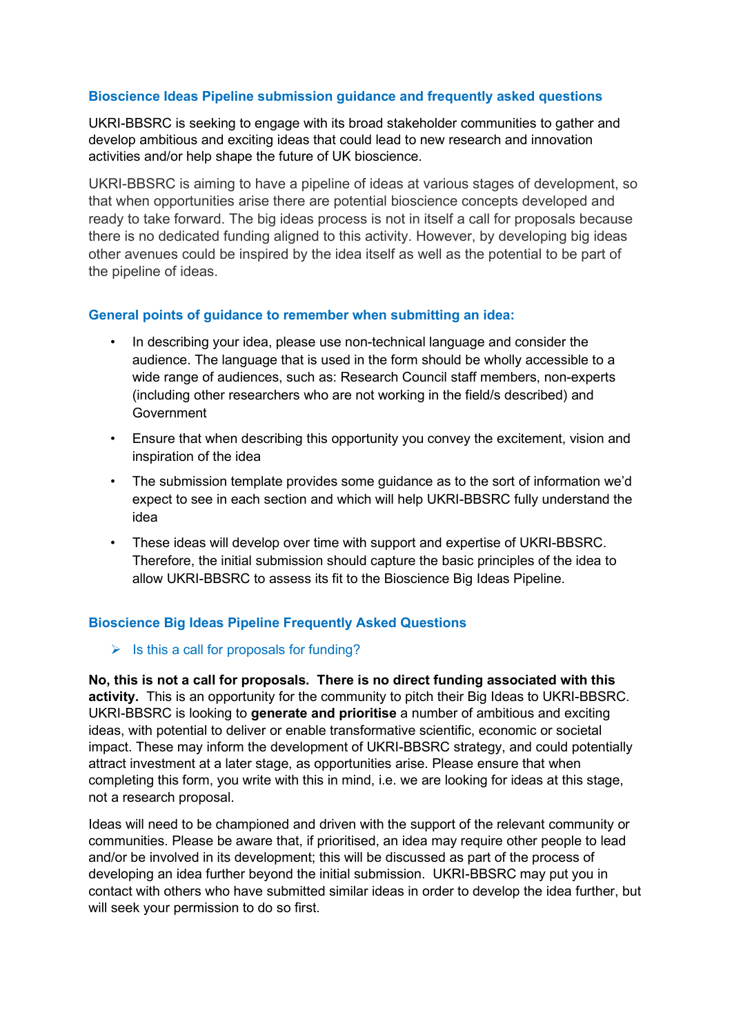## Bioscience Ideas Pipeline submission guidance and frequently asked questions

UKRI-BBSRC is seeking to engage with its broad stakeholder communities to gather and develop ambitious and exciting ideas that could lead to new research and innovation activities and/or help shape the future of UK bioscience.

UKRI-BBSRC is aiming to have a pipeline of ideas at various stages of development, so that when opportunities arise there are potential bioscience concepts developed and ready to take forward. The big ideas process is not in itself a call for proposals because there is no dedicated funding aligned to this activity. However, by developing big ideas other avenues could be inspired by the idea itself as well as the potential to be part of the pipeline of ideas.

### General points of guidance to remember when submitting an idea:

- In describing your idea, please use non-technical language and consider the audience. The language that is used in the form should be wholly accessible to a wide range of audiences, such as: Research Council staff members, non-experts (including other researchers who are not working in the field/s described) and Government
- Ensure that when describing this opportunity you convey the excitement, vision and inspiration of the idea
- The submission template provides some guidance as to the sort of information we'd expect to see in each section and which will help UKRI-BBSRC fully understand the idea
- These ideas will develop over time with support and expertise of UKRI-BBSRC. Therefore, the initial submission should capture the basic principles of the idea to allow UKRI-BBSRC to assess its fit to the Bioscience Big Ideas Pipeline.

### Bioscience Big Ideas Pipeline Frequently Asked Questions

- Is this a call for proposals for funding?

**No, this is not a call for proposals. There is no direct funding associated with this activity.** This is an opportunity for the community to pitch their Big Ideas to UKRI-BBSRC. UKRI-BBSRC is looking to **generate and prioritise** a number of ambitious and exciting ideas, with potential to deliver or enable transformative scientific, economic or societal impact. These may inform the development of UKRI-BBSRC strategy, and could potentially attract investment at a later stage, as opportunities arise. Please ensure that when completing this form, you write with this in mind, i.e. we are looking for ideas at this stage, not a research proposal.

Ideas will need to be championed and driven with the support of the relevant community or communities. Please be aware that, if prioritised, an idea may require other people to lead and/or be involved in its development; this will be discussed as part of the process of developing an idea further beyond the initial submission. UKRI-BBSRC may put you in contact with others who have submitted similar ideas in order to develop the idea further, but will seek your permission to do so first.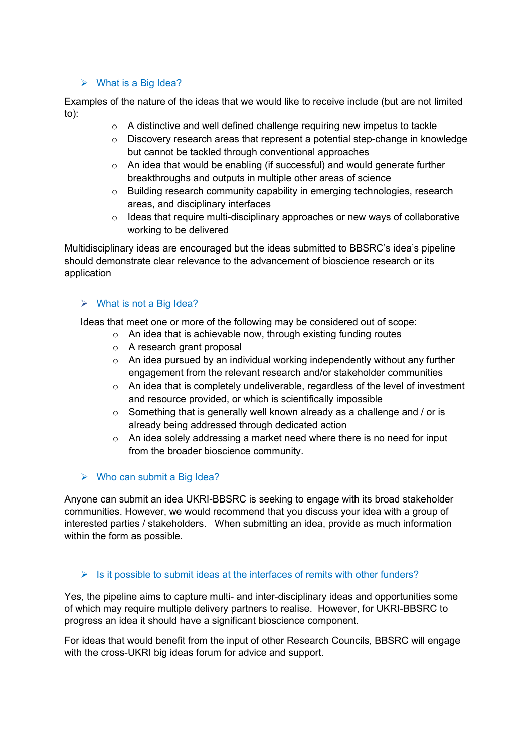## What is a Big Idea?

Examples of the nature of the ideas that we would like to receive include (but are not limited to):

- A distinctive and well defined challenge requiring new impetus to tackle
- Discovery research areas that represent a potential step-change in knowledge but cannot be tackled through conventional approaches
- An idea that would be enabling (if successful) and would generate further breakthroughs and outputs in multiple other areas of science
- Building research community capability in emerging technologies, research areas, and disciplinary interfaces
- Ideas that require multi-disciplinary approaches or new ways of collaborative working to be delivered

Multidisciplinary ideas are encouraged but the ideas submitted to BBSRC's idea's pipeline should demonstrate clear relevance to the advancement of bioscience research or its application

## What is not a Big Idea?

Ideas that meet one or more of the following may be considered out of scope:

- An idea that is achievable now, through existing funding routes
- A research grant proposal
- An idea pursued by an individual working independently without any further engagement from the relevant research and/or stakeholder communities
- An idea that is completely undeliverable, regardless of the level of investment and resource provided, or which is scientifically impossible
- Something that is generally well known already as a challenge and / or is already being addressed through dedicated action
- An idea solely addressing a market need where there is no need for input from the broader bioscience community.

## Who can submit a Big Idea?

Anyone can submit an idea UKRI-BBSRC is seeking to engage with its broad stakeholder communities. However, we would recommend that you discuss your idea with a group of interested parties / stakeholders. When submitting an idea, provide as much information within the form as possible.

## Is it possible to submit ideas at the interfaces of remits with other funders?

Yes, the pipeline aims to capture multi- and inter-disciplinary ideas and opportunities some of which may require multiple delivery partners to realise. However, for UKRI-BBSRC to progress an idea it should have a significant bioscience component.

For ideas that would benefit from the input of other Research Councils, BBSRC will engage with the cross-UKRI big ideas forum for advice and support.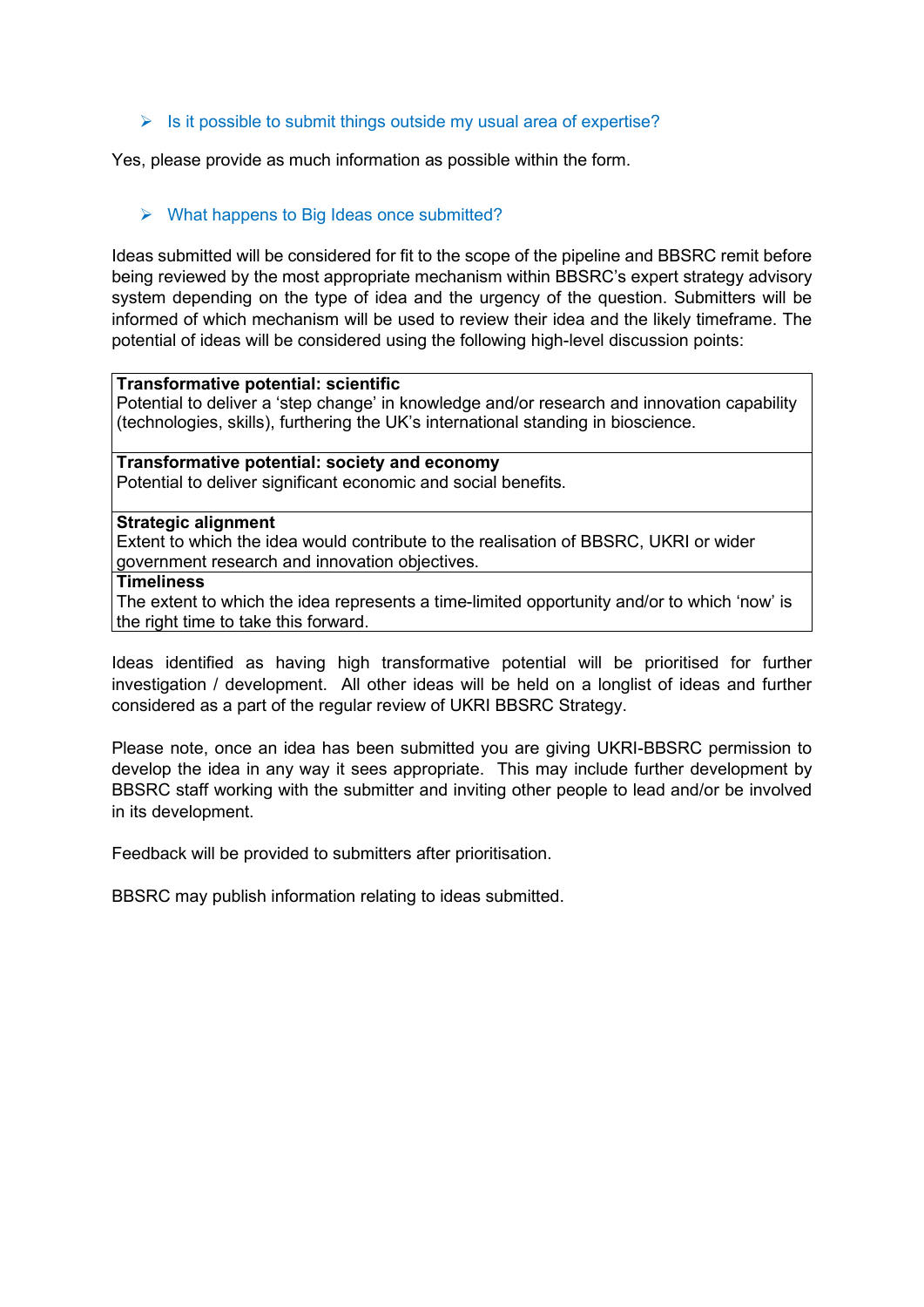- Is it possible to submit things outside my usual area of expertise?

Yes, please provide as much information as possible within the form.

- What happens to Big Ideas once submitted?

Ideas submitted will be considered for fit to the scope of the pipeline and BBSRC remit before being reviewed by the most appropriate mechanism within BBSRC's expert strategy advisory system depending on the type of idea and the urgency of the question. Submitters will be informed of which mechanism will be used to review their idea and the likely timeframe. The potential of ideas will be considered using the following high-level discussion points:

| |
|---|
| **Transformative potential: scientific**<br>Potential to deliver a 'step change' in knowledge and/or research and innovation capability (technologies, skills), furthering the UK's international standing in bioscience. |
| **Transformative potential: society and economy**<br>Potential to deliver significant economic and social benefits. |
| **Strategic alignment**<br>Extent to which the idea would contribute to the realisation of BBSRC, UKRI or wider government research and innovation objectives. |
| **Timeliness**<br>The extent to which the idea represents a time-limited opportunity and/or to which 'now' is the right time to take this forward. |

Ideas identified as having high transformative potential will be prioritised for further investigation / development. All other ideas will be held on a longlist of ideas and further considered as a part of the regular review of UKRI BBSRC Strategy.

Please note, once an idea has been submitted you are giving UKRI-BBSRC permission to develop the idea in any way it sees appropriate. This may include further development by BBSRC staff working with the submitter and inviting other people to lead and/or be involved in its development.

Feedback will be provided to submitters after prioritisation.

BBSRC may publish information relating to ideas submitted.